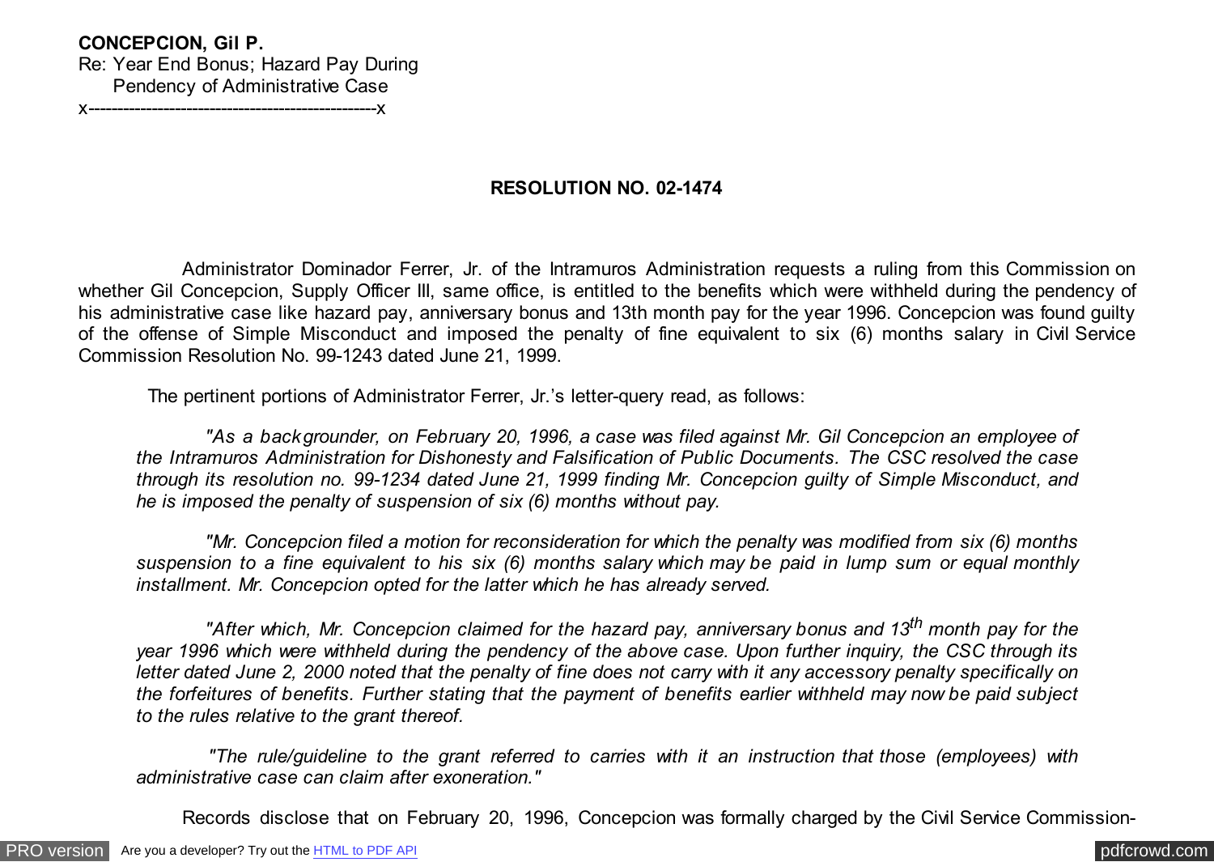**CONCEPCION, Gil P.**
Re: Year End Bonus; Hazard Pay During
Pendency of Administrative Case
x---------------------------------------------------x

**RESOLUTION NO. 02-1474**

Administrator Dominador Ferrer, Jr. of the Intramuros Administration requests a ruling from this Commission on whether Gil Concepcion, Supply Officer III, same office, is entitled to the benefits which were withheld during the pendency of his administrative case like hazard pay, anniversary bonus and 13th month pay for the year 1996. Concepcion was found guilty of the offense of Simple Misconduct and imposed the penalty of fine equivalent to six (6) months salary in Civil Service Commission Resolution No. 99-1243 dated June 21, 1999.

The pertinent portions of Administrator Ferrer, Jr.'s letter-query read, as follows:

> *"As a backgrounder, on February 20, 1996, a case was filed against Mr. Gil Concepcion an employee of the Intramuros Administration for Dishonesty and Falsification of Public Documents. The CSC resolved the case through its resolution no. 99-1234 dated June 21, 1999 finding Mr. Concepcion guilty of Simple Misconduct, and he is imposed the penalty of suspension of six (6) months without pay.*
>
> *"Mr. Concepcion filed a motion for reconsideration for which the penalty was modified from six (6) months suspension to a fine equivalent to his six (6) months salary which may be paid in lump sum or equal monthly installment. Mr. Concepcion opted for the latter which he has already served.*
>
> *"After which, Mr. Concepcion claimed for the hazard pay, anniversary bonus and 13th month pay for the year 1996 which were withheld during the pendency of the above case. Upon further inquiry, the CSC through its letter dated June 2, 2000 noted that the penalty of fine does not carry with it any accessory penalty specifically on the forfeitures of benefits. Further stating that the payment of benefits earlier withheld may now be paid subject to the rules relative to the grant thereof.*
>
> *"The rule/guideline to the grant referred to carries with it an instruction that those (employees) with administrative case can claim after exoneration."*

Records disclose that on February 20, 1996, Concepcion was formally charged by the Civil Service Commission-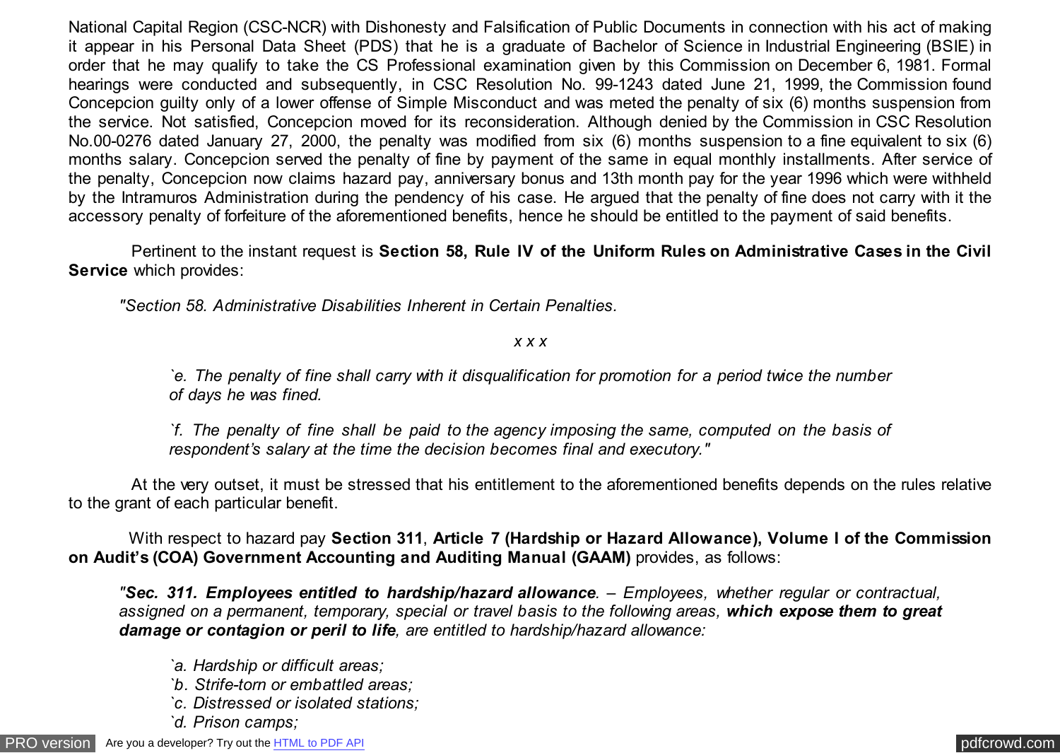National Capital Region (CSC-NCR) with Dishonesty and Falsification of Public Documents in connection with his act of making it appear in his Personal Data Sheet (PDS) that he is a graduate of Bachelor of Science in Industrial Engineering (BSIE) in order that he may qualify to take the CS Professional examination given by this Commission on December 6, 1981. Formal hearings were conducted and subsequently, in CSC Resolution No. 99-1243 dated June 21, 1999, the Commission found Concepcion guilty only of a lower offense of Simple Misconduct and was meted the penalty of six (6) months suspension from the service. Not satisfied, Concepcion moved for its reconsideration. Although denied by the Commission in CSC Resolution No.00-0276 dated January 27, 2000, the penalty was modified from six (6) months suspension to a fine equivalent to six (6) months salary. Concepcion served the penalty of fine by payment of the same in equal monthly installments. After service of the penalty, Concepcion now claims hazard pay, anniversary bonus and 13th month pay for the year 1996 which were withheld by the Intramuros Administration during the pendency of his case. He argued that the penalty of fine does not carry with it the accessory penalty of forfeiture of the aforementioned benefits, hence he should be entitled to the payment of said benefits.

Pertinent to the instant request is **Section 58, Rule IV of the Uniform Rules on Administrative Cases in the Civil Service** which provides:

*"Section 58. Administrative Disabilities Inherent in Certain Penalties.*

*x x x*

> *`e. The penalty of fine shall carry with it disqualification for promotion for a period twice the number of days he was fined.*
>
> *`f. The penalty of fine shall be paid to the agency imposing the same, computed on the basis of respondent's salary at the time the decision becomes final and executory."*

At the very outset, it must be stressed that his entitlement to the aforementioned benefits depends on the rules relative to the grant of each particular benefit.

With respect to hazard pay **Section 311**, **Article 7 (Hardship or Hazard Allowance), Volume I of the Commission on Audit's (COA) Government Accounting and Auditing Manual (GAAM)** provides, as follows:

*"**Sec. 311. Employees entitled to hardship/hazard allowance**. – Employees, whether regular or contractual, assigned on a permanent, temporary, special or travel basis to the following areas, **which expose them to great damage or contagion or peril to life**, are entitled to hardship/hazard allowance:*

> *`a. Hardship or difficult areas;*
> *`b. Strife-torn or embattled areas;*
> *`c. Distressed or isolated stations;*
> *`d. Prison camps;*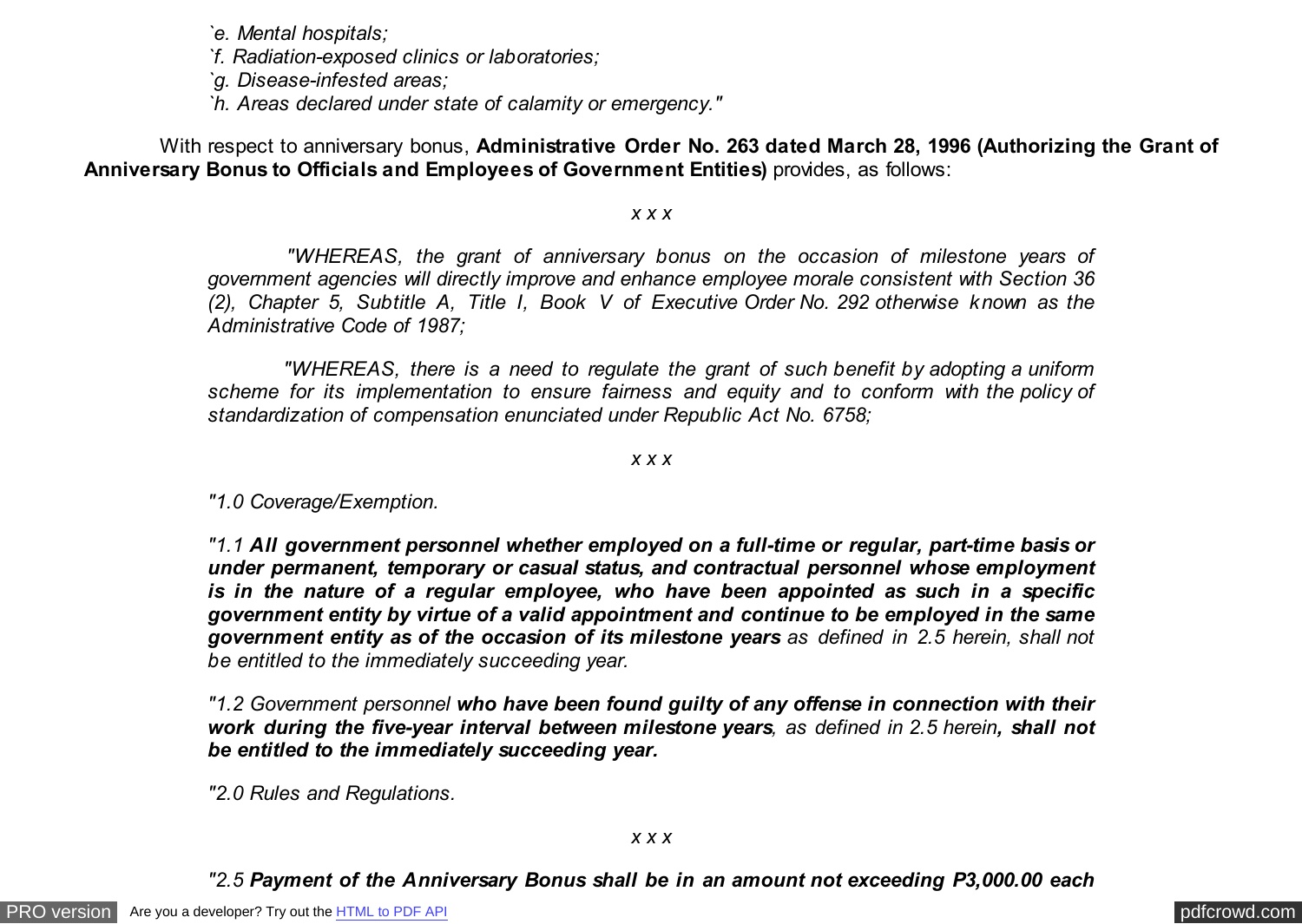*`e. Mental hospitals;*
*`f. Radiation-exposed clinics or laboratories;*
*`g. Disease-infested areas;*
*`h. Areas declared under state of calamity or emergency."*

With respect to anniversary bonus, **Administrative Order No. 263 dated March 28, 1996 (Authorizing the Grant of Anniversary Bonus to Officials and Employees of Government Entities)** provides, as follows:

*x x x*

*"WHEREAS, the grant of anniversary bonus on the occasion of milestone years of government agencies will directly improve and enhance employee morale consistent with Section 36 (2), Chapter 5, Subtitle A, Title I, Book V of Executive Order No. 292 otherwise known as the Administrative Code of 1987;*

*"WHEREAS, there is a need to regulate the grant of such benefit by adopting a uniform scheme for its implementation to ensure fairness and equity and to conform with the policy of standardization of compensation enunciated under Republic Act No. 6758;*

*x x x*

*"1.0 Coverage/Exemption.*

*"1.1 **All government personnel whether employed on a full-time or regular, part-time basis or under permanent, temporary or casual status, and contractual personnel whose employment is in the nature of a regular employee, who have been appointed as such in a specific government entity by virtue of a valid appointment and continue to be employed in the same government entity as of the occasion of its milestone years** as defined in 2.5 herein, shall not be entitled to the immediately succeeding year.*

*"1.2 Government personnel **who have been found guilty of any offense in connection with their work during the five-year interval between milestone years**, as defined in 2.5 herein**, shall not be entitled to the immediately succeeding year.***

*"2.0 Rules and Regulations.*

*x x x*

*"2.5 **Payment of the Anniversary Bonus shall be in an amount not exceeding P3,000.00 each***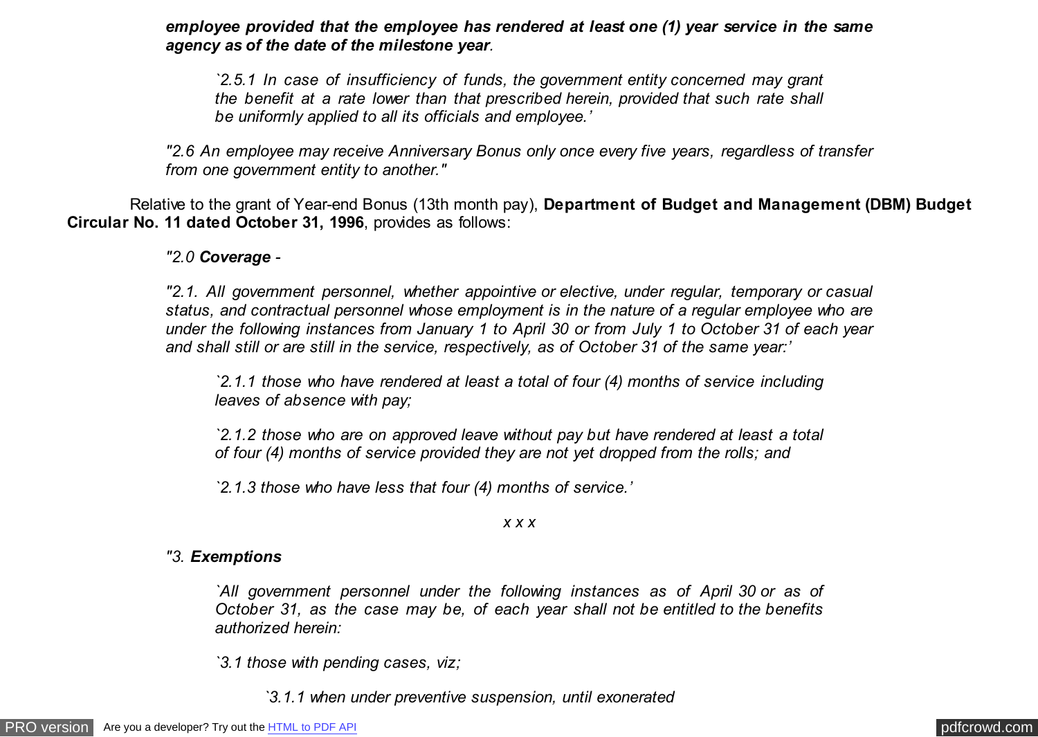***employee provided that the employee has rendered at least one (1) year service in the same agency as of the date of the milestone year**.*

> *`2.5.1 In case of insufficiency of funds, the government entity concerned may grant the benefit at a rate lower than that prescribed herein, provided that such rate shall be uniformly applied to all its officials and employee.'*

*"2.6 An employee may receive Anniversary Bonus only once every five years, regardless of transfer from one government entity to another."*

Relative to the grant of Year-end Bonus (13th month pay), **Department of Budget and Management (DBM) Budget Circular No. 11 dated October 31, 1996**, provides as follows:

*"2.0 **Coverage** -*

*"2.1. All government personnel, whether appointive or elective, under regular, temporary or casual status, and contractual personnel whose employment is in the nature of a regular employee who are under the following instances from January 1 to April 30 or from July 1 to October 31 of each year and shall still or are still in the service, respectively, as of October 31 of the same year:'*

> *`2.1.1 those who have rendered at least a total of four (4) months of service including leaves of absence with pay;*
>
> *`2.1.2 those who are on approved leave without pay but have rendered at least a total of four (4) months of service provided they are not yet dropped from the rolls; and*
>
> *`2.1.3 those who have less that four (4) months of service.'*

*x x x*

*"3. **Exemptions***

> *`All government personnel under the following instances as of April 30 or as of October 31, as the case may be, of each year shall not be entitled to the benefits authorized herein:*
>
> *`3.1 those with pending cases, viz;*
>
> > *`3.1.1 when under preventive suspension, until exonerated*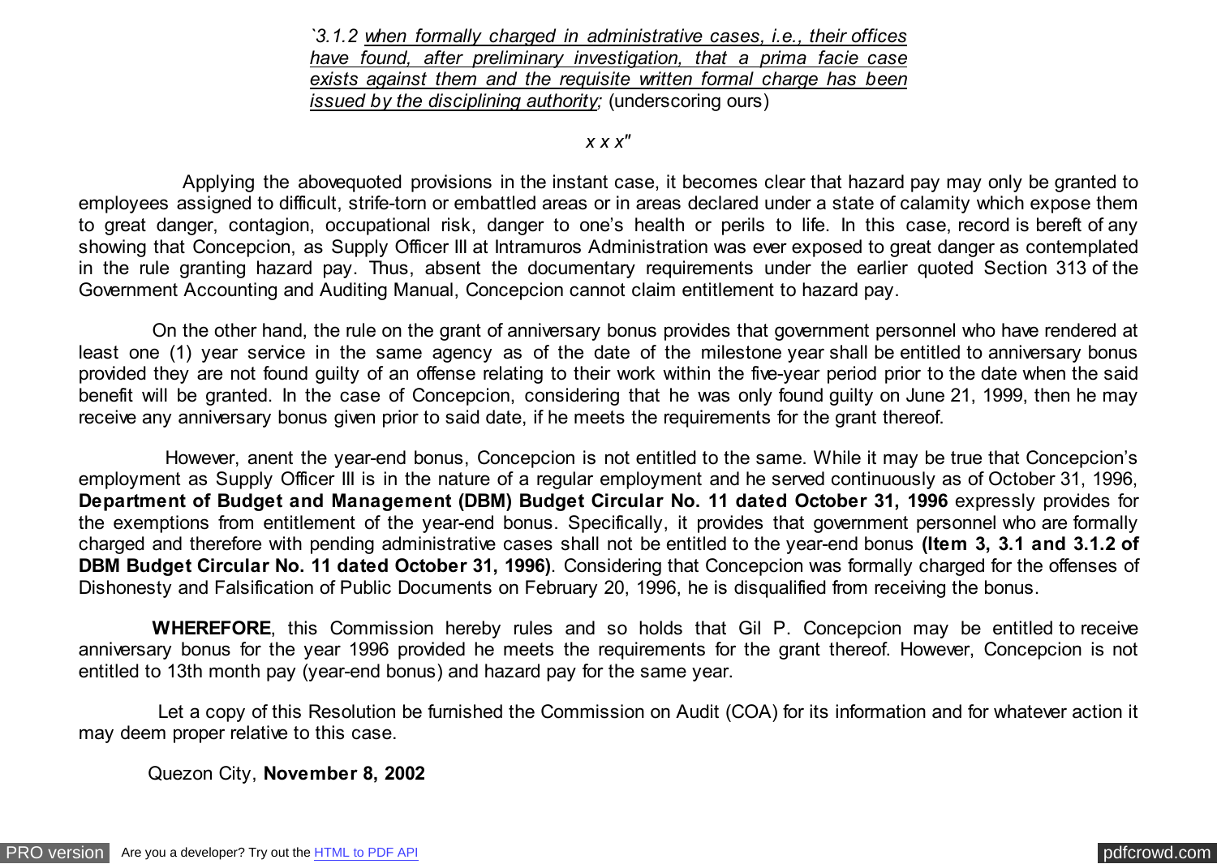*`3.1.2 when formally charged in administrative cases, i.e., their offices have found, after preliminary investigation, that a prima facie case exists against them and the requisite written formal charge has been issued by the disciplining authority;* (underscoring ours)

*x x x"*

Applying the abovequoted provisions in the instant case, it becomes clear that hazard pay may only be granted to employees assigned to difficult, strife-torn or embattled areas or in areas declared under a state of calamity which expose them to great danger, contagion, occupational risk, danger to one's health or perils to life. In this case, record is bereft of any showing that Concepcion, as Supply Officer III at Intramuros Administration was ever exposed to great danger as contemplated in the rule granting hazard pay. Thus, absent the documentary requirements under the earlier quoted Section 313 of the Government Accounting and Auditing Manual, Concepcion cannot claim entitlement to hazard pay.

On the other hand, the rule on the grant of anniversary bonus provides that government personnel who have rendered at least one (1) year service in the same agency as of the date of the milestone year shall be entitled to anniversary bonus provided they are not found guilty of an offense relating to their work within the five-year period prior to the date when the said benefit will be granted. In the case of Concepcion, considering that he was only found guilty on June 21, 1999, then he may receive any anniversary bonus given prior to said date, if he meets the requirements for the grant thereof.

However, anent the year-end bonus, Concepcion is not entitled to the same. While it may be true that Concepcion's employment as Supply Officer III is in the nature of a regular employment and he served continuously as of October 31, 1996, **Department of Budget and Management (DBM) Budget Circular No. 11 dated October 31, 1996** expressly provides for the exemptions from entitlement of the year-end bonus. Specifically, it provides that government personnel who are formally charged and therefore with pending administrative cases shall not be entitled to the year-end bonus **(Item 3, 3.1 and 3.1.2 of DBM Budget Circular No. 11 dated October 31, 1996)**. Considering that Concepcion was formally charged for the offenses of Dishonesty and Falsification of Public Documents on February 20, 1996, he is disqualified from receiving the bonus.

**WHEREFORE**, this Commission hereby rules and so holds that Gil P. Concepcion may be entitled to receive anniversary bonus for the year 1996 provided he meets the requirements for the grant thereof. However, Concepcion is not entitled to 13th month pay (year-end bonus) and hazard pay for the same year.

Let a copy of this Resolution be furnished the Commission on Audit (COA) for its information and for whatever action it may deem proper relative to this case.

Quezon City, **November 8, 2002**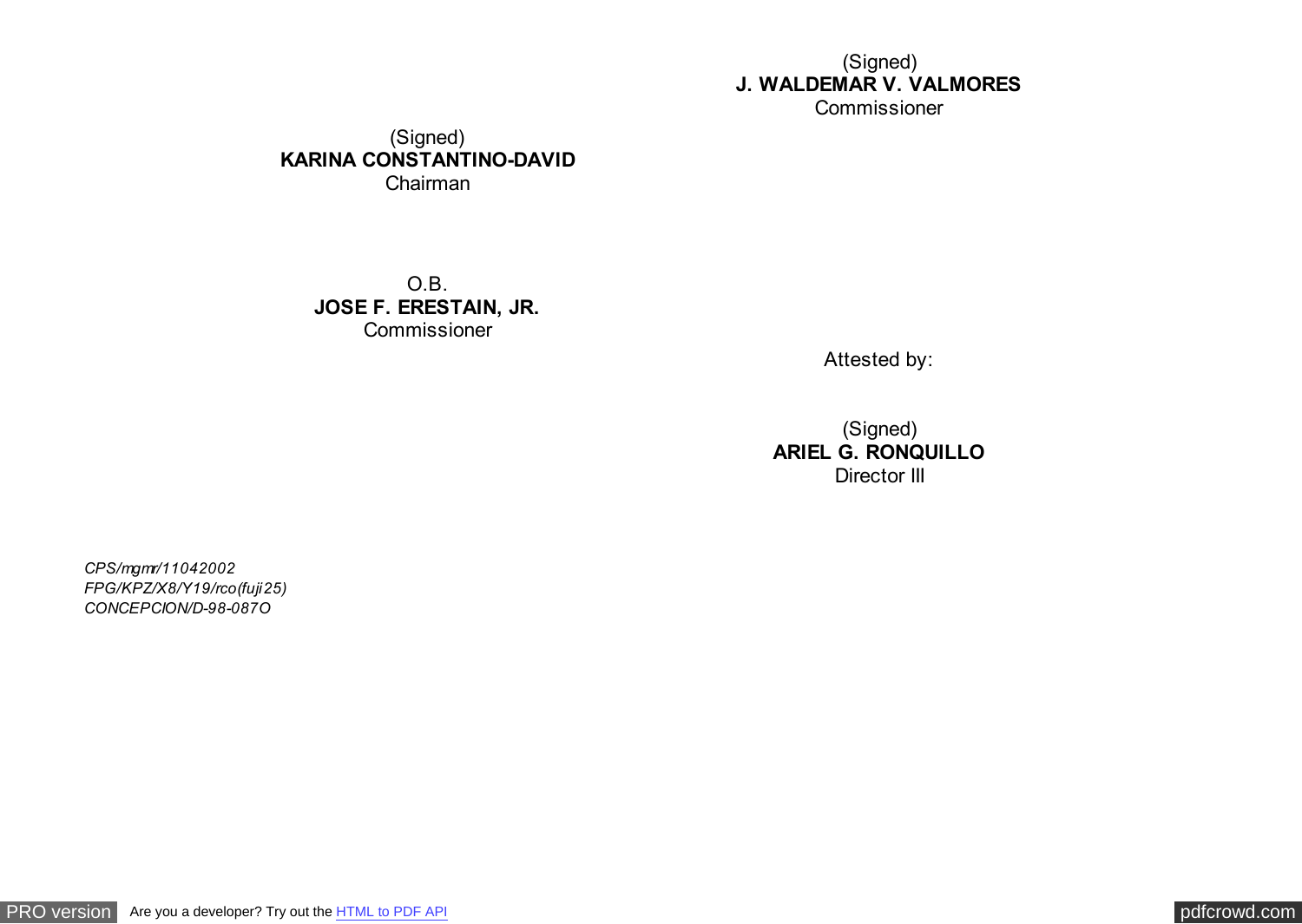(Signed)
**J. WALDEMAR V. VALMORES**
Commissioner

(Signed)
**KARINA CONSTANTINO-DAVID**
Chairman

O.B.
**JOSE F. ERESTAIN, JR.**
Commissioner

Attested by:

(Signed)
**ARIEL G. RONQUILLO**
Director III

*CPS/mgmr/11042002*
*FPG/KPZ/X8/Y19/rco(fuji25)*
*CONCEPCION/D-98-087O*